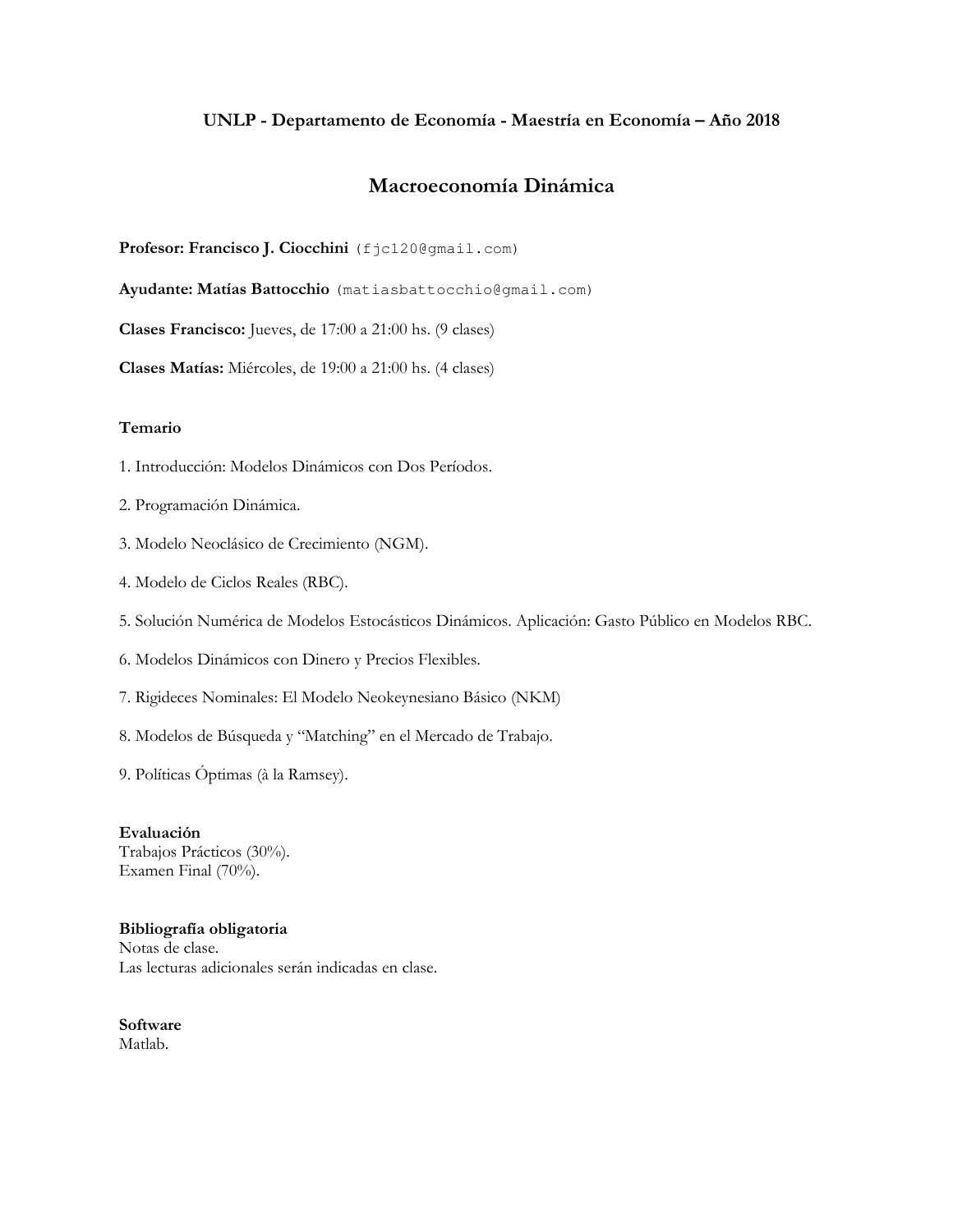**UNLP - Departamento de Economía - Maestría en Economía – Año 2018**

# Macroeconomía Dinámica

**Profesor: Francisco J. Ciocchini** (fjc120@gmail.com)

**Ayudante: Matías Battocchio** (matiasbattocchio@gmail.com)

**Clases Francisco:** Jueves, de 17:00 a 21:00 hs. (9 clases)

**Clases Matías:** Miércoles, de 19:00 a 21:00 hs. (4 clases)

## Temario

1. Introducción: Modelos Dinámicos con Dos Períodos.

2. Programación Dinámica.

3. Modelo Neoclásico de Crecimiento (NGM).

4. Modelo de Ciclos Reales (RBC).

5. Solución Numérica de Modelos Estocásticos Dinámicos. Aplicación: Gasto Público en Modelos RBC.

6. Modelos Dinámicos con Dinero y Precios Flexibles.

7. Rigideces Nominales: El Modelo Neokeynesiano Básico (NKM)

8. Modelos de Búsqueda y "Matching" en el Mercado de Trabajo.

9. Políticas Óptimas (à la Ramsey).

**Evaluación**
Trabajos Prácticos (30%).
Examen Final (70%).

**Bibliografía obligatoria**
Notas de clase.
Las lecturas adicionales serán indicadas en clase.

**Software**
Matlab.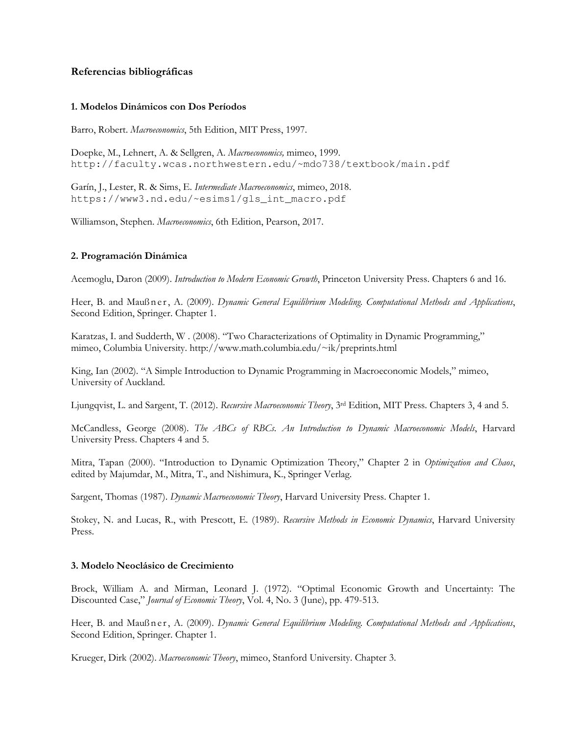## Referencias bibliográficas

### 1. Modelos Dinámicos con Dos Períodos

Barro, Robert. *Macroeconomics*, 5th Edition, MIT Press, 1997.

Doepke, M., Lehnert, A. & Sellgren, A. *Macroeconomics,* mimeo, 1999. `http://faculty.wcas.northwestern.edu/~mdo738/textbook/main.pdf`

Garín, J., Lester, R. & Sims, E. *Intermediate Macroeconomics*, mimeo, 2018. `https://www3.nd.edu/~esims1/gls_int_macro.pdf`

Williamson, Stephen. *Macroeconomics*, 6th Edition, Pearson, 2017.

### 2. Programación Dinámica

Acemoglu, Daron (2009). *Introduction to Modern Economic Growth*, Princeton University Press. Chapters 6 and 16.

Heer, B. and Maußner, A. (2009). *Dynamic General Equilibrium Modeling. Computational Methods and Applications*, Second Edition, Springer. Chapter 1.

Karatzas, I. and Sudderth, W . (2008). "Two Characterizations of Optimality in Dynamic Programming," mimeo, Columbia University. http://www.math.columbia.edu/~ik/preprints.html

King, Ian (2002). "A Simple Introduction to Dynamic Programming in Macroeconomic Models," mimeo, University of Auckland.

Ljungqvist, L. and Sargent, T. (2012). *Recursive Macroeconomic Theory*, 3rd Edition, MIT Press. Chapters 3, 4 and 5.

McCandless, George (2008). *The ABCs of RBCs. An Introduction to Dynamic Macroeconomic Models*, Harvard University Press. Chapters 4 and 5.

Mitra, Tapan (2000). "Introduction to Dynamic Optimization Theory," Chapter 2 in *Optimization and Chaos*, edited by Majumdar, M., Mitra, T., and Nishimura, K., Springer Verlag.

Sargent, Thomas (1987). *Dynamic Macroeconomic Theory*, Harvard University Press. Chapter 1.

Stokey, N. and Lucas, R., with Prescott, E. (1989). *Recursive Methods in Economic Dynamics*, Harvard University Press.

### 3. Modelo Neoclásico de Crecimiento

Brock, William A. and Mirman, Leonard J. (1972). "Optimal Economic Growth and Uncertainty: The Discounted Case," *Journal of Economic Theory*, Vol. 4, No. 3 (June), pp. 479-513.

Heer, B. and Maußner, A. (2009). *Dynamic General Equilibrium Modeling. Computational Methods and Applications*, Second Edition, Springer. Chapter 1.

Krueger, Dirk (2002). *Macroeconomic Theory*, mimeo, Stanford University. Chapter 3.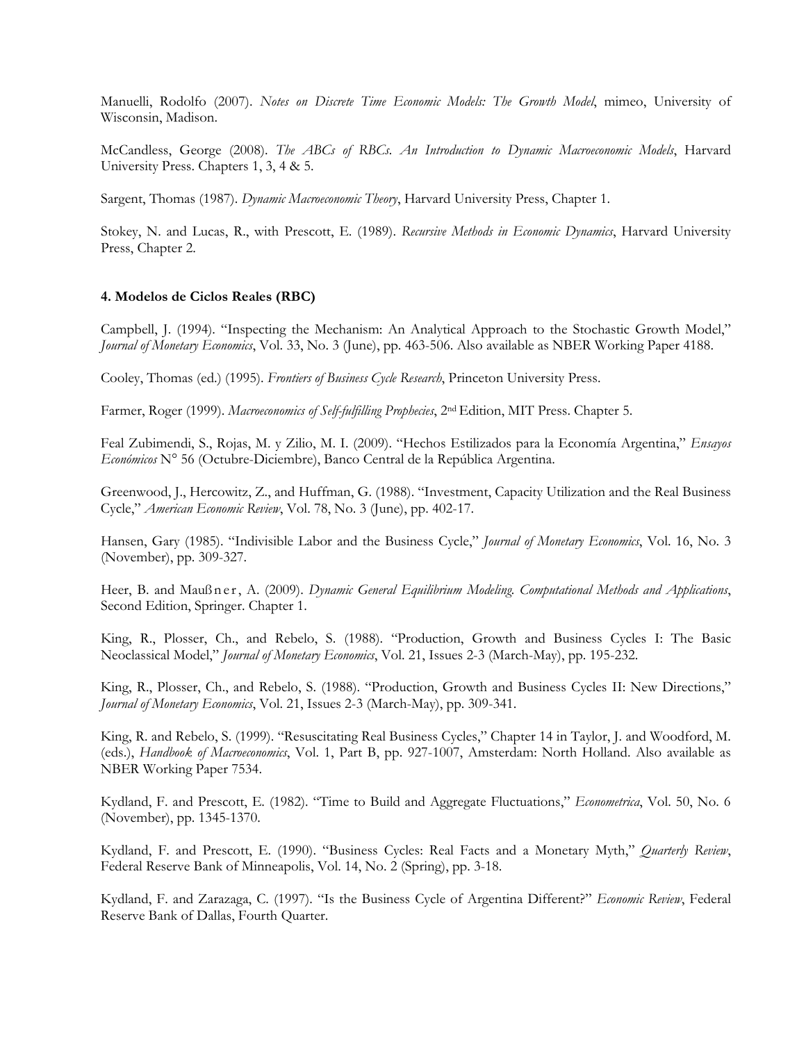Manuelli, Rodolfo (2007). *Notes on Discrete Time Economic Models: The Growth Model*, mimeo, University of Wisconsin, Madison.

McCandless, George (2008). *The ABCs of RBCs. An Introduction to Dynamic Macroeconomic Models*, Harvard University Press. Chapters 1, 3, 4 & 5.

Sargent, Thomas (1987). *Dynamic Macroeconomic Theory*, Harvard University Press, Chapter 1.

Stokey, N. and Lucas, R., with Prescott, E. (1989). *Recursive Methods in Economic Dynamics*, Harvard University Press, Chapter 2.

**4. Modelos de Ciclos Reales (RBC)**

Campbell, J. (1994). "Inspecting the Mechanism: An Analytical Approach to the Stochastic Growth Model," *Journal of Monetary Economics*, Vol. 33, No. 3 (June), pp. 463-506. Also available as NBER Working Paper 4188.

Cooley, Thomas (ed.) (1995). *Frontiers of Business Cycle Research*, Princeton University Press.

Farmer, Roger (1999). *Macroeconomics of Self-fulfilling Prophecies*, 2nd Edition, MIT Press. Chapter 5.

Feal Zubimendi, S., Rojas, M. y Zilio, M. I. (2009). "Hechos Estilizados para la Economía Argentina," *Ensayos Económicos* N° 56 (Octubre-Diciembre), Banco Central de la República Argentina.

Greenwood, J., Hercowitz, Z., and Huffman, G. (1988). "Investment, Capacity Utilization and the Real Business Cycle," *American Economic Review*, Vol. 78, No. 3 (June), pp. 402-17.

Hansen, Gary (1985). "Indivisible Labor and the Business Cycle," *Journal of Monetary Economics*, Vol. 16, No. 3 (November), pp. 309-327.

Heer, B. and Maußner, A. (2009). *Dynamic General Equilibrium Modeling. Computational Methods and Applications*, Second Edition, Springer. Chapter 1.

King, R., Plosser, Ch., and Rebelo, S. (1988). "Production, Growth and Business Cycles I: The Basic Neoclassical Model," *Journal of Monetary Economics*, Vol. 21, Issues 2-3 (March-May), pp. 195-232.

King, R., Plosser, Ch., and Rebelo, S. (1988). "Production, Growth and Business Cycles II: New Directions," *Journal of Monetary Economics*, Vol. 21, Issues 2-3 (March-May), pp. 309-341.

King, R. and Rebelo, S. (1999). "Resuscitating Real Business Cycles," Chapter 14 in Taylor, J. and Woodford, M. (eds.), *Handbook of Macroeconomics*, Vol. 1, Part B, pp. 927-1007, Amsterdam: North Holland. Also available as NBER Working Paper 7534.

Kydland, F. and Prescott, E. (1982). "Time to Build and Aggregate Fluctuations," *Econometrica*, Vol. 50, No. 6 (November), pp. 1345-1370.

Kydland, F. and Prescott, E. (1990). "Business Cycles: Real Facts and a Monetary Myth," *Quarterly Review*, Federal Reserve Bank of Minneapolis, Vol. 14, No. 2 (Spring), pp. 3-18.

Kydland, F. and Zarazaga, C. (1997). "Is the Business Cycle of Argentina Different?" *Economic Review*, Federal Reserve Bank of Dallas, Fourth Quarter.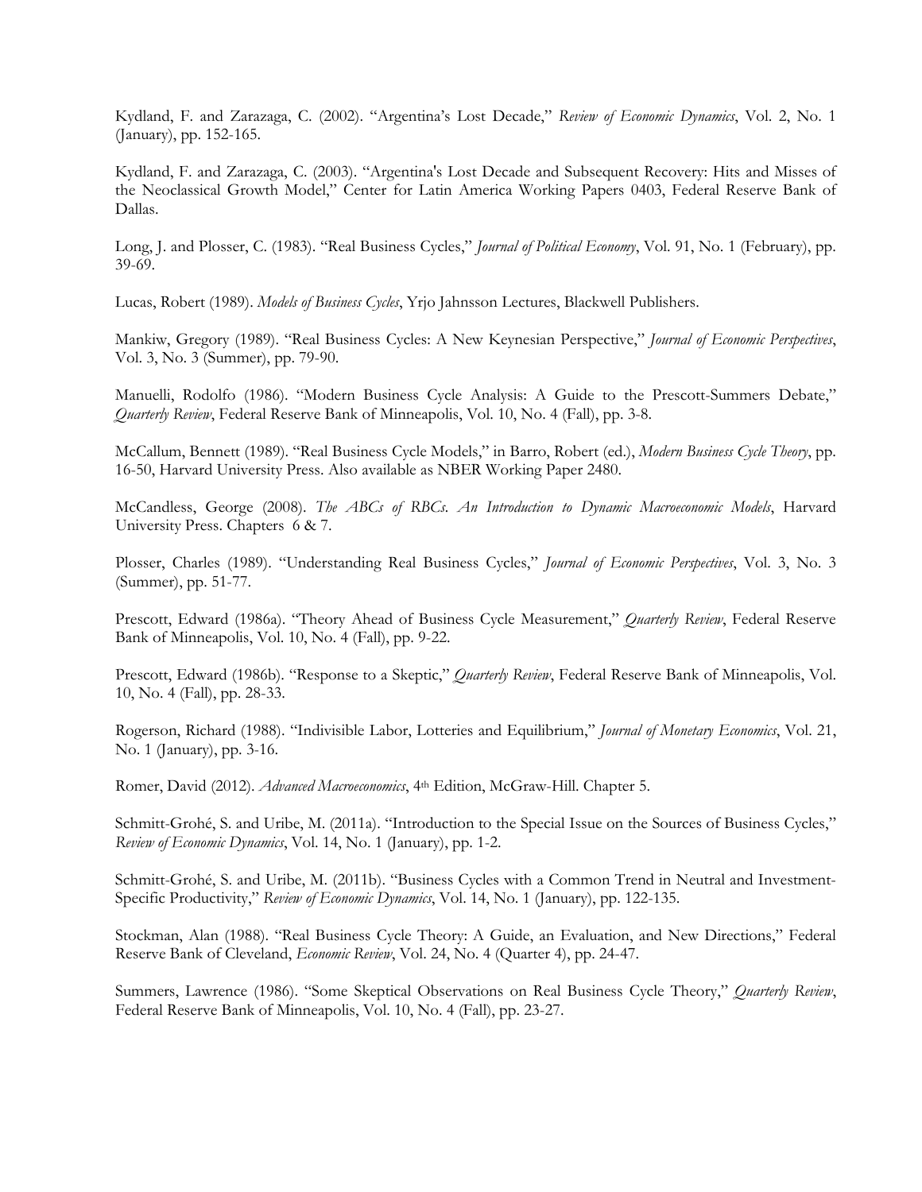Kydland, F. and Zarazaga, C. (2002). "Argentina's Lost Decade," *Review of Economic Dynamics*, Vol. 2, No. 1 (January), pp. 152-165.

Kydland, F. and Zarazaga, C. (2003). "Argentina's Lost Decade and Subsequent Recovery: Hits and Misses of the Neoclassical Growth Model," Center for Latin America Working Papers 0403, Federal Reserve Bank of Dallas.

Long, J. and Plosser, C. (1983). "Real Business Cycles," *Journal of Political Economy*, Vol. 91, No. 1 (February), pp. 39-69.

Lucas, Robert (1989). *Models of Business Cycles*, Yrjo Jahnsson Lectures, Blackwell Publishers.

Mankiw, Gregory (1989). "Real Business Cycles: A New Keynesian Perspective," *Journal of Economic Perspectives*, Vol. 3, No. 3 (Summer), pp. 79-90.

Manuelli, Rodolfo (1986). "Modern Business Cycle Analysis: A Guide to the Prescott-Summers Debate," *Quarterly Review*, Federal Reserve Bank of Minneapolis, Vol. 10, No. 4 (Fall), pp. 3-8.

McCallum, Bennett (1989). "Real Business Cycle Models," in Barro, Robert (ed.), *Modern Business Cycle Theory*, pp. 16-50, Harvard University Press. Also available as NBER Working Paper 2480.

McCandless, George (2008). *The ABCs of RBCs. An Introduction to Dynamic Macroeconomic Models*, Harvard University Press. Chapters 6 & 7.

Plosser, Charles (1989). "Understanding Real Business Cycles," *Journal of Economic Perspectives*, Vol. 3, No. 3 (Summer), pp. 51-77.

Prescott, Edward (1986a). "Theory Ahead of Business Cycle Measurement," *Quarterly Review*, Federal Reserve Bank of Minneapolis, Vol. 10, No. 4 (Fall), pp. 9-22.

Prescott, Edward (1986b). "Response to a Skeptic," *Quarterly Review*, Federal Reserve Bank of Minneapolis, Vol. 10, No. 4 (Fall), pp. 28-33.

Rogerson, Richard (1988). "Indivisible Labor, Lotteries and Equilibrium," *Journal of Monetary Economics*, Vol. 21, No. 1 (January), pp. 3-16.

Romer, David (2012). *Advanced Macroeconomics*, 4th Edition, McGraw-Hill. Chapter 5.

Schmitt-Grohé, S. and Uribe, M. (2011a). "Introduction to the Special Issue on the Sources of Business Cycles," *Review of Economic Dynamics*, Vol. 14, No. 1 (January), pp. 1-2.

Schmitt-Grohé, S. and Uribe, M. (2011b). "Business Cycles with a Common Trend in Neutral and Investment-Specific Productivity," *Review of Economic Dynamics*, Vol. 14, No. 1 (January), pp. 122-135.

Stockman, Alan (1988). "Real Business Cycle Theory: A Guide, an Evaluation, and New Directions," Federal Reserve Bank of Cleveland, *Economic Review*, Vol. 24, No. 4 (Quarter 4), pp. 24-47.

Summers, Lawrence (1986). "Some Skeptical Observations on Real Business Cycle Theory," *Quarterly Review*, Federal Reserve Bank of Minneapolis, Vol. 10, No. 4 (Fall), pp. 23-27.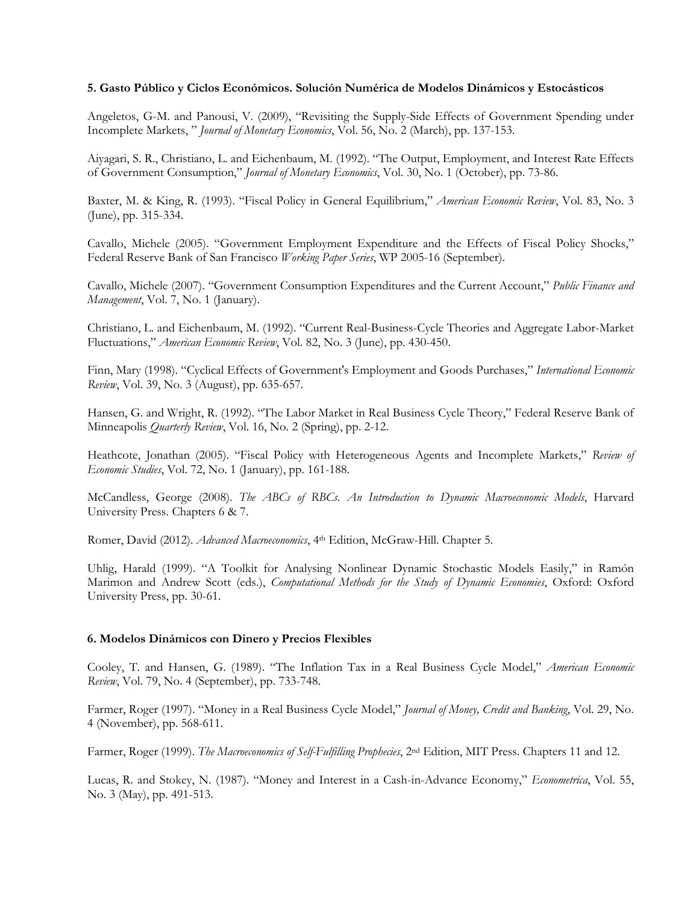### 5. Gasto Público y Ciclos Económicos. Solución Numérica de Modelos Dinámicos y Estocásticos

Angeletos, G-M. and Panousi, V. (2009), "Revisiting the Supply-Side Effects of Government Spending under Incomplete Markets, " *Journal of Monetary Economics*, Vol. 56, No. 2 (March), pp. 137-153.

Aiyagari, S. R., Christiano, L. and Eichenbaum, M. (1992). "The Output, Employment, and Interest Rate Effects of Government Consumption," *Journal of Monetary Economics*, Vol. 30, No. 1 (October), pp. 73-86.

Baxter, M. & King, R. (1993). "Fiscal Policy in General Equilibrium," *American Economic Review*, Vol. 83, No. 3 (June), pp. 315-334.

Cavallo, Michele (2005). "Government Employment Expenditure and the Effects of Fiscal Policy Shocks," Federal Reserve Bank of San Francisco *Working Paper Series*, WP 2005-16 (September).

Cavallo, Michele (2007). "Government Consumption Expenditures and the Current Account," *Public Finance and Management*, Vol. 7, No. 1 (January).

Christiano, L. and Eichenbaum, M. (1992). "Current Real-Business-Cycle Theories and Aggregate Labor-Market Fluctuations," *American Economic Review*, Vol. 82, No. 3 (June), pp. 430-450.

Finn, Mary (1998). "Cyclical Effects of Government's Employment and Goods Purchases," *International Economic Review*, Vol. 39, No. 3 (August), pp. 635-657.

Hansen, G. and Wright, R. (1992). "The Labor Market in Real Business Cycle Theory," Federal Reserve Bank of Minneapolis *Quarterly Review*, Vol. 16, No. 2 (Spring), pp. 2-12.

Heathcote, Jonathan (2005). "Fiscal Policy with Heterogeneous Agents and Incomplete Markets," *Review of Economic Studies*, Vol. 72, No. 1 (January), pp. 161-188.

McCandless, George (2008). *The ABCs of RBCs. An Introduction to Dynamic Macroeconomic Models*, Harvard University Press. Chapters 6 & 7.

Romer, David (2012). *Advanced Macroeconomics*, 4th Edition, McGraw-Hill. Chapter 5.

Uhlig, Harald (1999). "A Toolkit for Analysing Nonlinear Dynamic Stochastic Models Easily," in Ramón Marimon and Andrew Scott (eds.), *Computational Methods for the Study of Dynamic Economies*, Oxford: Oxford University Press, pp. 30-61.

### 6. Modelos Dinámicos con Dinero y Precios Flexibles

Cooley, T. and Hansen, G. (1989). "The Inflation Tax in a Real Business Cycle Model," *American Economic Review*, Vol. 79, No. 4 (September), pp. 733-748.

Farmer, Roger (1997). "Money in a Real Business Cycle Model," *Journal of Money, Credit and Banking*, Vol. 29, No. 4 (November), pp. 568-611.

Farmer, Roger (1999). *The Macroeconomics of Self-Fulfilling Prophecies*, 2nd Edition, MIT Press. Chapters 11 and 12.

Lucas, R. and Stokey, N. (1987). "Money and Interest in a Cash-in-Advance Economy," *Econometrica*, Vol. 55, No. 3 (May), pp. 491-513.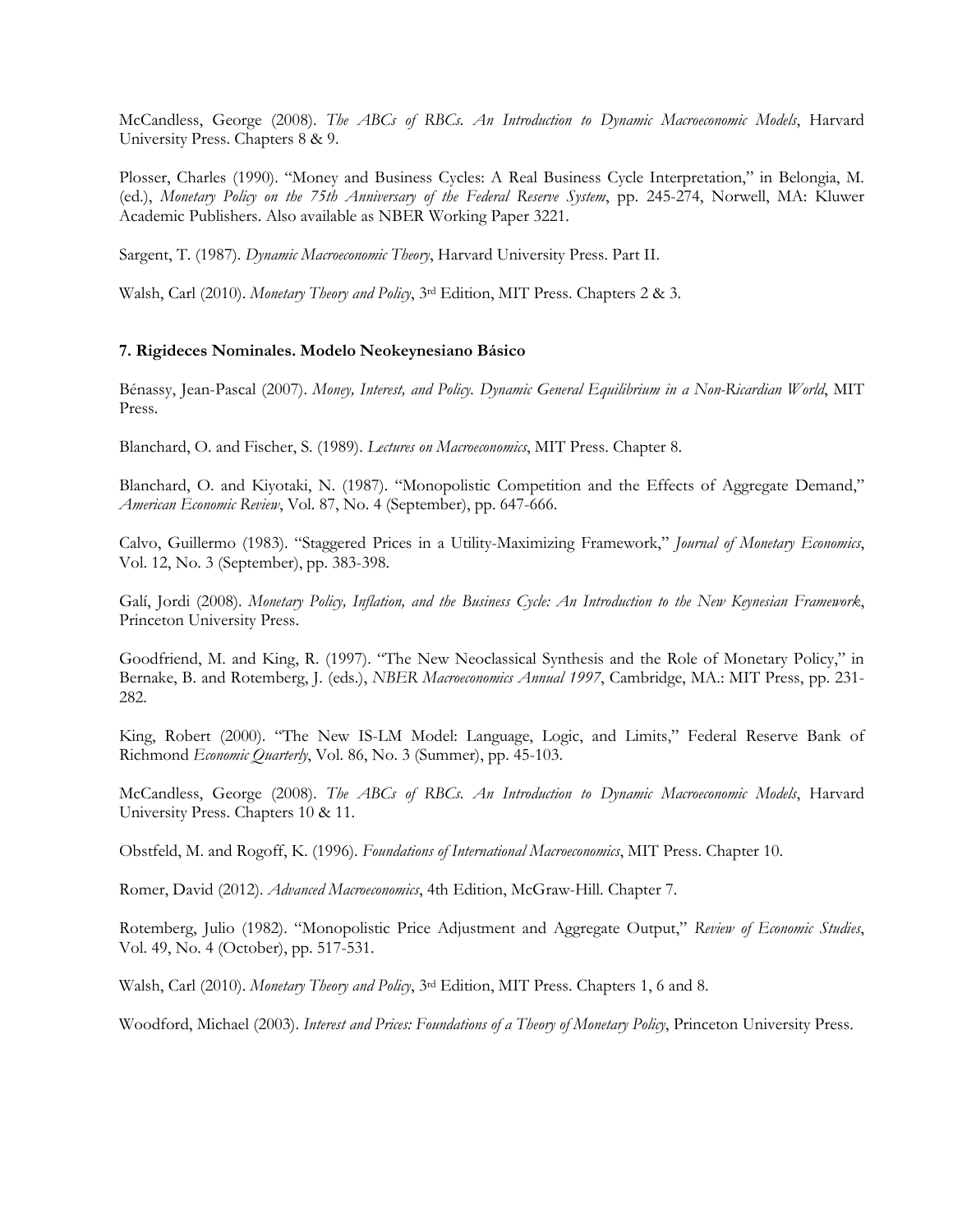McCandless, George (2008). *The ABCs of RBCs. An Introduction to Dynamic Macroeconomic Models*, Harvard University Press. Chapters 8 & 9.

Plosser, Charles (1990). "Money and Business Cycles: A Real Business Cycle Interpretation," in Belongia, M. (ed.), *Monetary Policy on the 75th Anniversary of the Federal Reserve System*, pp. 245-274, Norwell, MA: Kluwer Academic Publishers. Also available as NBER Working Paper 3221.

Sargent, T. (1987). *Dynamic Macroeconomic Theory*, Harvard University Press. Part II.

Walsh, Carl (2010). *Monetary Theory and Policy*, 3rd Edition, MIT Press. Chapters 2 & 3.

### 7. Rigideces Nominales. Modelo Neokeynesiano Básico

Bénassy, Jean-Pascal (2007). *Money, Interest, and Policy. Dynamic General Equilibrium in a Non-Ricardian World*, MIT Press.

Blanchard, O. and Fischer, S. (1989). *Lectures on Macroeconomics*, MIT Press. Chapter 8.

Blanchard, O. and Kiyotaki, N. (1987). "Monopolistic Competition and the Effects of Aggregate Demand," *American Economic Review*, Vol. 87, No. 4 (September), pp. 647-666.

Calvo, Guillermo (1983). "Staggered Prices in a Utility-Maximizing Framework," *Journal of Monetary Economics*, Vol. 12, No. 3 (September), pp. 383-398.

Galí, Jordi (2008). *Monetary Policy, Inflation, and the Business Cycle: An Introduction to the New Keynesian Framework*, Princeton University Press.

Goodfriend, M. and King, R. (1997). "The New Neoclassical Synthesis and the Role of Monetary Policy," in Bernake, B. and Rotemberg, J. (eds.), *NBER Macroeconomics Annual 1997*, Cambridge, MA.: MIT Press, pp. 231-282.

King, Robert (2000). "The New IS-LM Model: Language, Logic, and Limits," Federal Reserve Bank of Richmond *Economic Quarterly*, Vol. 86, No. 3 (Summer), pp. 45-103.

McCandless, George (2008). *The ABCs of RBCs. An Introduction to Dynamic Macroeconomic Models*, Harvard University Press. Chapters 10 & 11.

Obstfeld, M. and Rogoff, K. (1996). *Foundations of International Macroeconomics*, MIT Press. Chapter 10.

Romer, David (2012). *Advanced Macroeconomics*, 4th Edition, McGraw-Hill. Chapter 7.

Rotemberg, Julio (1982). "Monopolistic Price Adjustment and Aggregate Output," *Review of Economic Studies*, Vol. 49, No. 4 (October), pp. 517-531.

Walsh, Carl (2010). *Monetary Theory and Policy*, 3rd Edition, MIT Press. Chapters 1, 6 and 8.

Woodford, Michael (2003). *Interest and Prices: Foundations of a Theory of Monetary Policy*, Princeton University Press.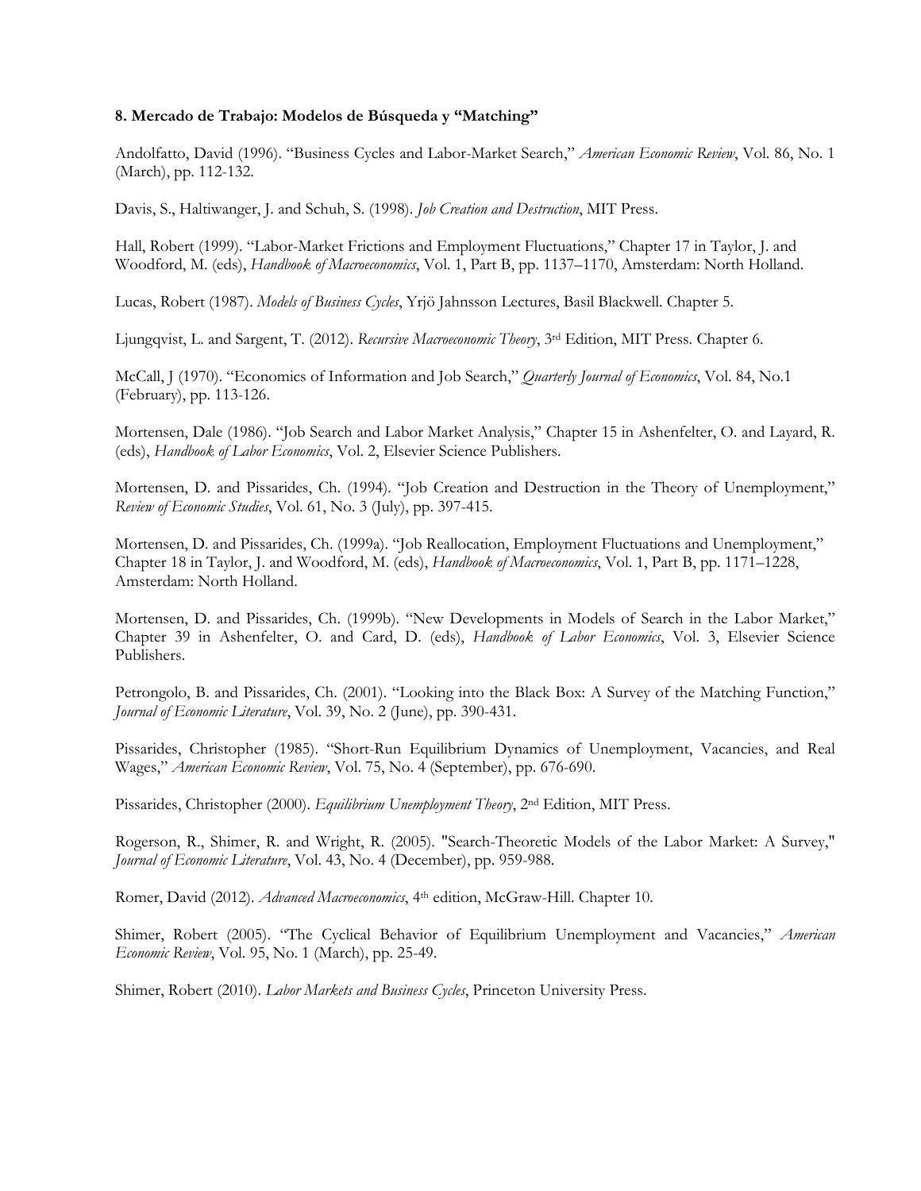**8. Mercado de Trabajo: Modelos de Búsqueda y "Matching"**

Andolfatto, David (1996). "Business Cycles and Labor-Market Search," *American Economic Review*, Vol. 86, No. 1 (March), pp. 112-132.

Davis, S., Haltiwanger, J. and Schuh, S. (1998). *Job Creation and Destruction*, MIT Press.

Hall, Robert (1999). "Labor-Market Frictions and Employment Fluctuations," Chapter 17 in Taylor, J. and Woodford, M. (eds), *Handbook of Macroeconomics*, Vol. 1, Part B, pp. 1137–1170, Amsterdam: North Holland.

Lucas, Robert (1987). *Models of Business Cycles*, Yrjö Jahnsson Lectures, Basil Blackwell. Chapter 5.

Ljungqvist, L. and Sargent, T. (2012). *Recursive Macroeconomic Theory*, 3rd Edition, MIT Press. Chapter 6.

McCall, J (1970). "Economics of Information and Job Search," *Quarterly Journal of Economics*, Vol. 84, No.1 (February), pp. 113-126.

Mortensen, Dale (1986). "Job Search and Labor Market Analysis," Chapter 15 in Ashenfelter, O. and Layard, R. (eds), *Handbook of Labor Economics*, Vol. 2, Elsevier Science Publishers.

Mortensen, D. and Pissarides, Ch. (1994). "Job Creation and Destruction in the Theory of Unemployment," *Review of Economic Studies*, Vol. 61, No. 3 (July), pp. 397-415.

Mortensen, D. and Pissarides, Ch. (1999a). "Job Reallocation, Employment Fluctuations and Unemployment," Chapter 18 in Taylor, J. and Woodford, M. (eds), *Handbook of Macroeconomics*, Vol. 1, Part B, pp. 1171–1228, Amsterdam: North Holland.

Mortensen, D. and Pissarides, Ch. (1999b). "New Developments in Models of Search in the Labor Market," Chapter 39 in Ashenfelter, O. and Card, D. (eds), *Handbook of Labor Economics*, Vol. 3, Elsevier Science Publishers.

Petrongolo, B. and Pissarides, Ch. (2001). "Looking into the Black Box: A Survey of the Matching Function," *Journal of Economic Literature*, Vol. 39, No. 2 (June), pp. 390-431.

Pissarides, Christopher (1985). "Short-Run Equilibrium Dynamics of Unemployment, Vacancies, and Real Wages," *American Economic Review*, Vol. 75, No. 4 (September), pp. 676-690.

Pissarides, Christopher (2000). *Equilibrium Unemployment Theory*, 2nd Edition, MIT Press.

Rogerson, R., Shimer, R. and Wright, R. (2005). "Search-Theoretic Models of the Labor Market: A Survey," *Journal of Economic Literature*, Vol. 43, No. 4 (December), pp. 959-988.

Romer, David (2012). *Advanced Macroeconomics*, 4th edition, McGraw-Hill. Chapter 10.

Shimer, Robert (2005). "The Cyclical Behavior of Equilibrium Unemployment and Vacancies," *American Economic Review*, Vol. 95, No. 1 (March), pp. 25-49.

Shimer, Robert (2010). *Labor Markets and Business Cycles*, Princeton University Press.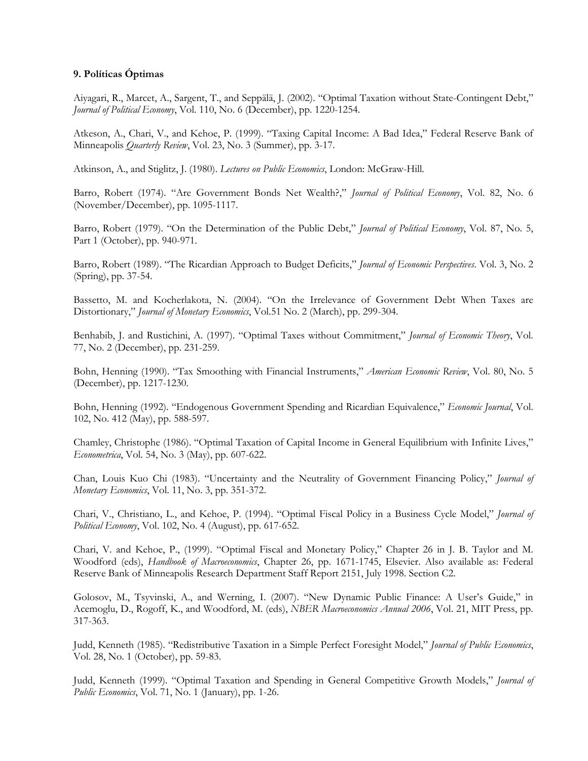**9. Políticas Óptimas**

Aiyagari, R., Marcet, A., Sargent, T., and Seppälä, J. (2002). "Optimal Taxation without State-Contingent Debt," *Journal of Political Economy*, Vol. 110, No. 6 (December), pp. 1220-1254.

Atkeson, A., Chari, V., and Kehoe, P. (1999). "Taxing Capital Income: A Bad Idea," Federal Reserve Bank of Minneapolis *Quarterly Review*, Vol. 23, No. 3 (Summer), pp. 3-17.

Atkinson, A., and Stiglitz, J. (1980). *Lectures on Public Economics*, London: McGraw-Hill.

Barro, Robert (1974). "Are Government Bonds Net Wealth?," *Journal of Political Economy*, Vol. 82, No. 6 (November/December), pp. 1095-1117.

Barro, Robert (1979). "On the Determination of the Public Debt," *Journal of Political Economy*, Vol. 87, No. 5, Part 1 (October), pp. 940-971.

Barro, Robert (1989). "The Ricardian Approach to Budget Deficits," *Journal of Economic Perspectives*. Vol. 3, No. 2 (Spring), pp. 37-54.

Bassetto, M. and Kocherlakota, N. (2004). "On the Irrelevance of Government Debt When Taxes are Distortionary," *Journal of Monetary Economics*, Vol.51 No. 2 (March), pp. 299-304.

Benhabib, J. and Rustichini, A. (1997). "Optimal Taxes without Commitment," *Journal of Economic Theory*, Vol. 77, No. 2 (December), pp. 231-259.

Bohn, Henning (1990). "Tax Smoothing with Financial Instruments," *American Economic Review*, Vol. 80, No. 5 (December), pp. 1217-1230.

Bohn, Henning (1992). "Endogenous Government Spending and Ricardian Equivalence," *Economic Journal*, Vol. 102, No. 412 (May), pp. 588-597.

Chamley, Christophe (1986). "Optimal Taxation of Capital Income in General Equilibrium with Infinite Lives," *Econometrica*, Vol. 54, No. 3 (May), pp. 607-622.

Chan, Louis Kuo Chi (1983). "Uncertainty and the Neutrality of Government Financing Policy," *Journal of Monetary Economics*, Vol. 11, No. 3, pp. 351-372.

Chari, V., Christiano, L., and Kehoe, P. (1994). "Optimal Fiscal Policy in a Business Cycle Model," *Journal of Political Economy*, Vol. 102, No. 4 (August), pp. 617-652.

Chari, V. and Kehoe, P., (1999). "Optimal Fiscal and Monetary Policy," Chapter 26 in J. B. Taylor and M. Woodford (eds), *Handbook of Macroeconomics*, Chapter 26, pp. 1671-1745, Elsevier. Also available as: Federal Reserve Bank of Minneapolis Research Department Staff Report 2151, July 1998. Section C2.

Golosov, M., Tsyvinski, A., and Werning, I. (2007). "New Dynamic Public Finance: A User's Guide," in Acemoglu, D., Rogoff, K., and Woodford, M. (eds), *NBER Macroeconomics Annual 2006*, Vol. 21, MIT Press, pp. 317-363.

Judd, Kenneth (1985). "Redistributive Taxation in a Simple Perfect Foresight Model," *Journal of Public Economics*, Vol. 28, No. 1 (October), pp. 59-83.

Judd, Kenneth (1999). "Optimal Taxation and Spending in General Competitive Growth Models," *Journal of Public Economics*, Vol. 71, No. 1 (January), pp. 1-26.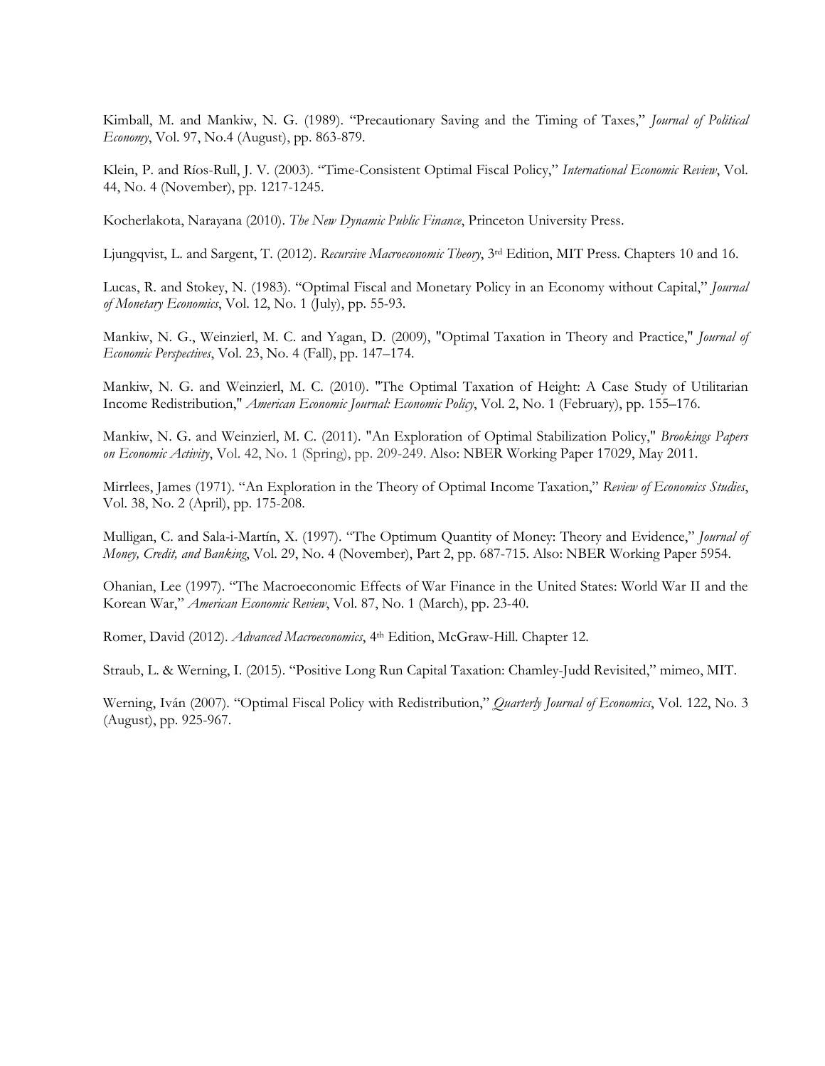Kimball, M. and Mankiw, N. G. (1989). "Precautionary Saving and the Timing of Taxes," *Journal of Political Economy*, Vol. 97, No.4 (August), pp. 863-879.

Klein, P. and Ríos-Rull, J. V. (2003). "Time-Consistent Optimal Fiscal Policy," *International Economic Review*, Vol. 44, No. 4 (November), pp. 1217-1245.

Kocherlakota, Narayana (2010). *The New Dynamic Public Finance*, Princeton University Press.

Ljungqvist, L. and Sargent, T. (2012). *Recursive Macroeconomic Theory*, 3rd Edition, MIT Press. Chapters 10 and 16.

Lucas, R. and Stokey, N. (1983). "Optimal Fiscal and Monetary Policy in an Economy without Capital," *Journal of Monetary Economics*, Vol. 12, No. 1 (July), pp. 55-93.

Mankiw, N. G., Weinzierl, M. C. and Yagan, D. (2009), "Optimal Taxation in Theory and Practice," *Journal of Economic Perspectives*, Vol. 23, No. 4 (Fall), pp. 147–174.

Mankiw, N. G. and Weinzierl, M. C. (2010). "The Optimal Taxation of Height: A Case Study of Utilitarian Income Redistribution," *American Economic Journal: Economic Policy*, Vol. 2, No. 1 (February), pp. 155–176.

Mankiw, N. G. and Weinzierl, M. C. (2011). "An Exploration of Optimal Stabilization Policy," *Brookings Papers on Economic Activity*, Vol. 42, No. 1 (Spring), pp. 209-249. Also: NBER Working Paper 17029, May 2011.

Mirrlees, James (1971). "An Exploration in the Theory of Optimal Income Taxation," *Review of Economics Studies*, Vol. 38, No. 2 (April), pp. 175-208.

Mulligan, C. and Sala-i-Martín, X. (1997). "The Optimum Quantity of Money: Theory and Evidence," *Journal of Money, Credit, and Banking*, Vol. 29, No. 4 (November), Part 2, pp. 687-715. Also: NBER Working Paper 5954.

Ohanian, Lee (1997). "The Macroeconomic Effects of War Finance in the United States: World War II and the Korean War," *American Economic Review*, Vol. 87, No. 1 (March), pp. 23-40.

Romer, David (2012). *Advanced Macroeconomics*, 4th Edition, McGraw-Hill. Chapter 12.

Straub, L. & Werning, I. (2015). "Positive Long Run Capital Taxation: Chamley-Judd Revisited," mimeo, MIT.

Werning, Iván (2007). "Optimal Fiscal Policy with Redistribution," *Quarterly Journal of Economics*, Vol. 122, No. 3 (August), pp. 925-967.